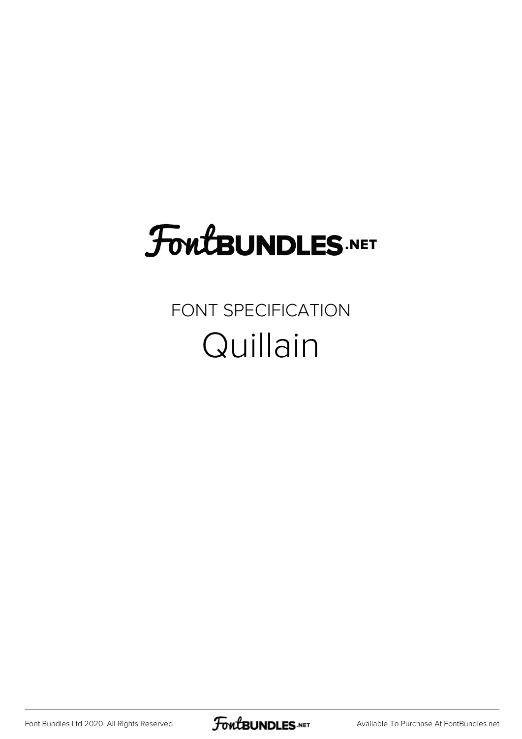FontBUNDLES.NET

FONT SPECIFICATION

# Quillain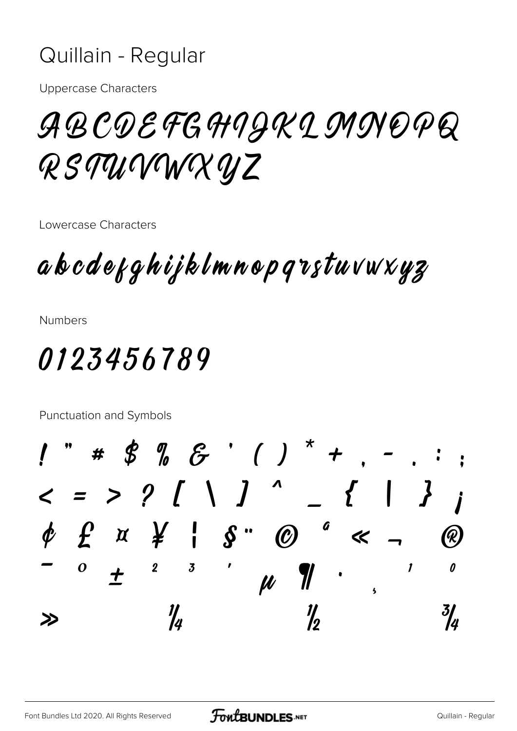# Quillain - Regular

Uppercase Characters

ABCDEFGHIJKLMNOPQ
RSTUVWXYZ

Lowercase Characters

abcdefghijklmnopqrstuvwxyz

Numbers

0123456789

Punctuation and Symbols

! " # $ % & ' ( ) * + , - . : ;
< = > ? [ \ ] ^ _ { | } ¡
¢ £ ¤ ¥ ¦ § ¨ © ª « ¬ ®
¯ ° ± ² ³ ´ µ ¶ · ¸ ¹ º
» ¼ ½ ¾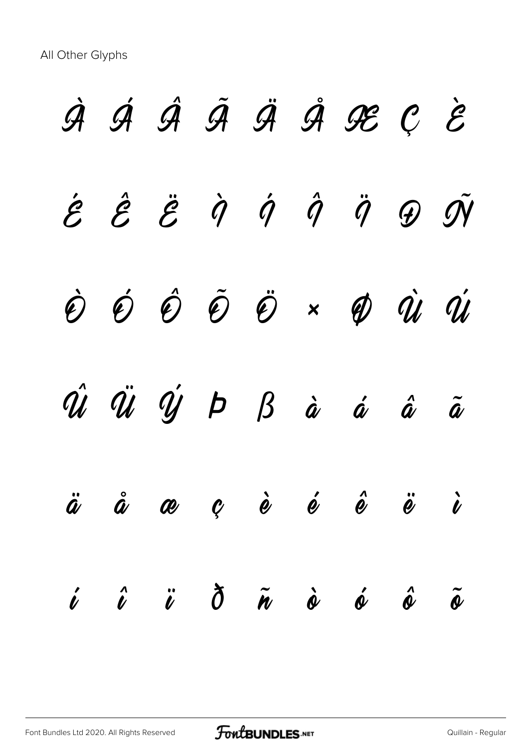All Other Glyphs

À Á Â Ã Ä Å Æ Ç È

É Ê Ë Ì Í Î Ï Ð Ñ

Ò Ó Ô Õ Ö × Ø Ù Ú

Û Ü Ý Þ ß à á â ã

ä å æ ç è é ê ë ì

í î ï ð ñ ò ó ô õ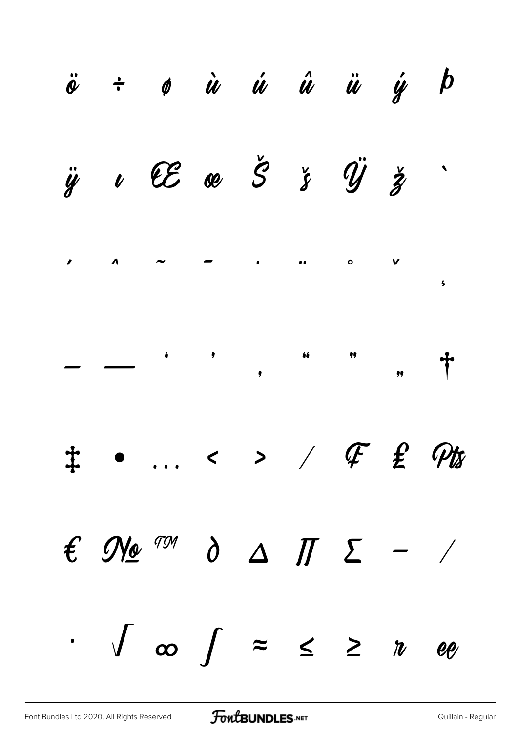ö ÷ ø ù ú û ü ý þ

ÿ ı Œ œ Š š Ÿ ž `

´ ˆ ˜ ¯ ˙ ¨ ˚ ˇ ¸

– — ‘ ’ ‚ “ ” „ †

‡ • … ‹ › ⁄ ₣ ₤ ₧

€ № ™ ∂ ∆ ∏ ∑ − ∕

∙ √ ∞ ∫ ≈ ≤ ≥ ꝛ ꝏ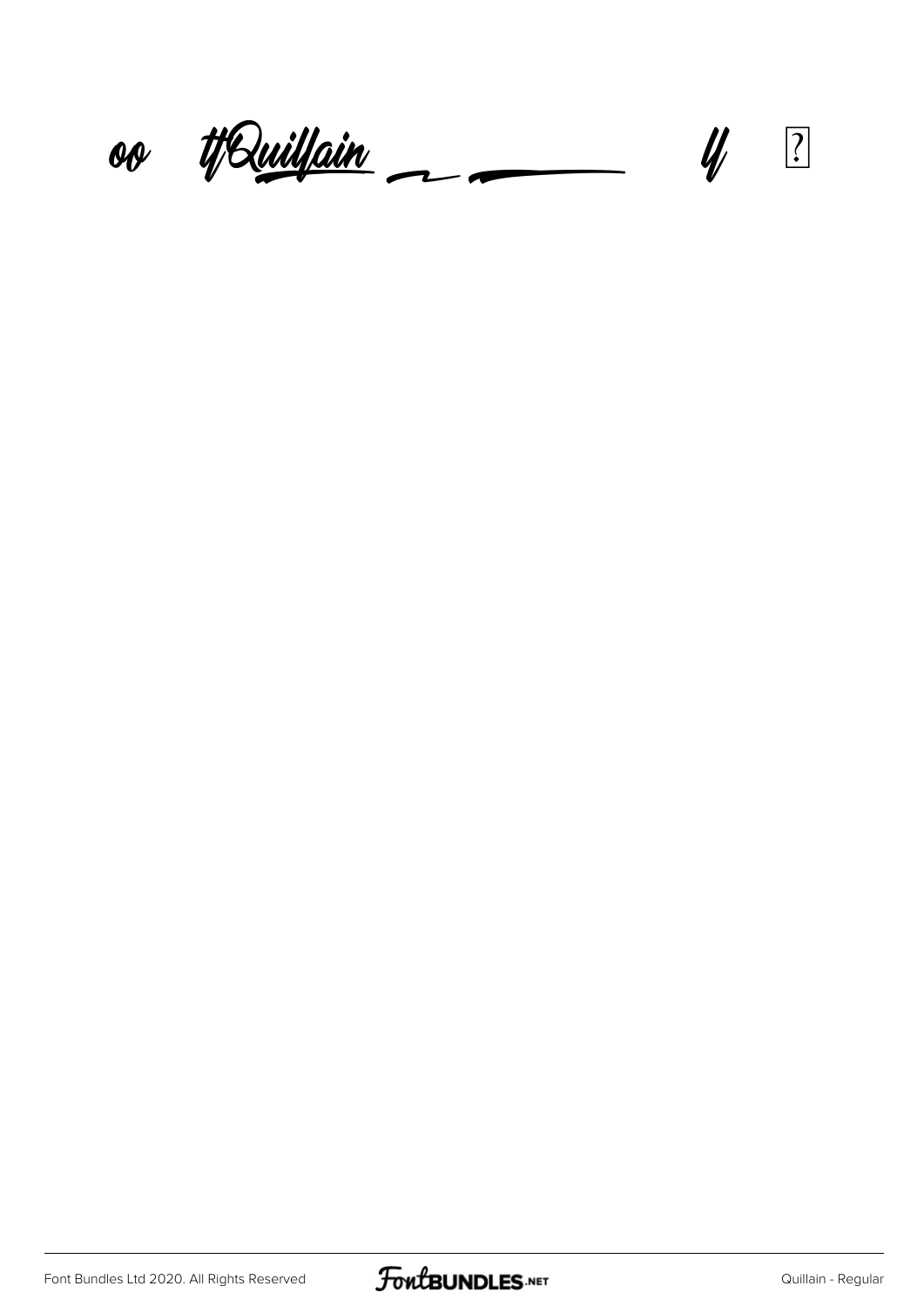oo tfQuillain ‗ ▬ ff ?